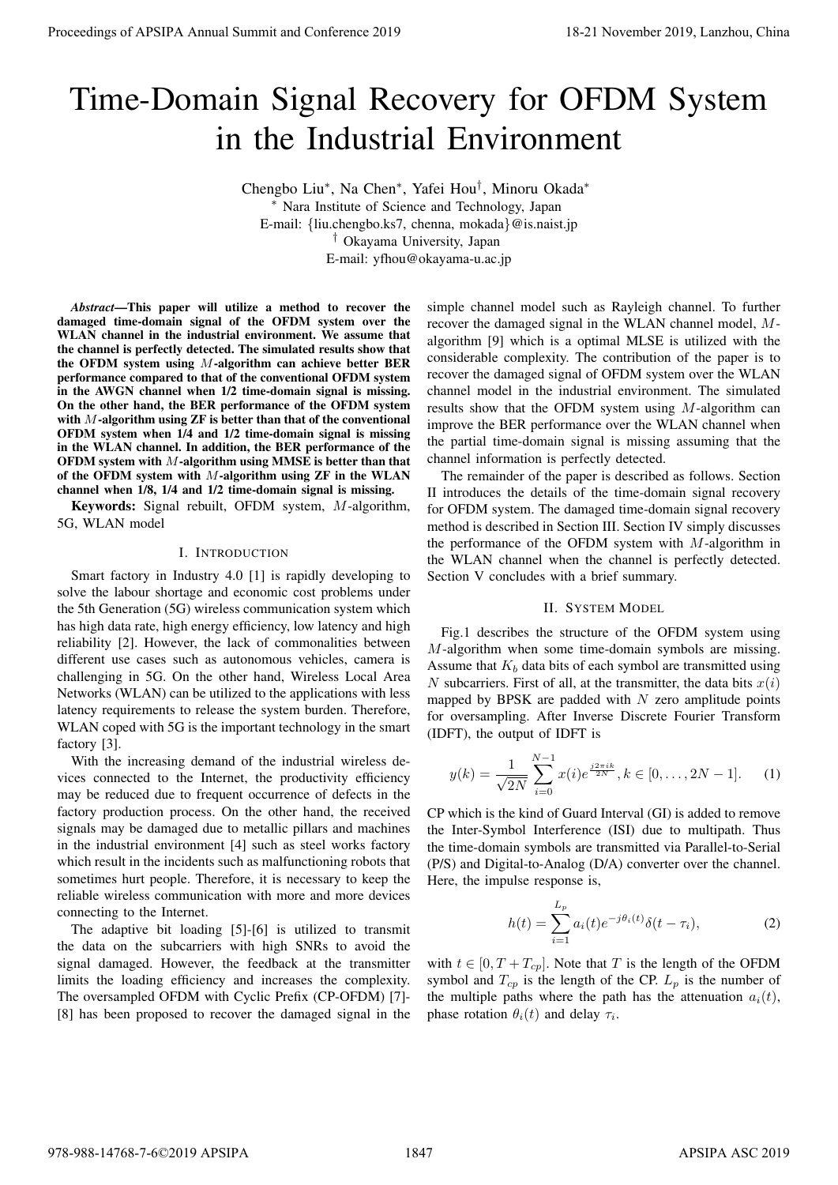# Time-Domain Signal Recovery for OFDM System in the Industrial Environment

Chengbo Liu*, Na Chen*, Yafei Hou†, Minoru Okada*

* Nara Institute of Science and Technology, Japan
E-mail: {liu.chengbo.ks7, chenna, mokada}@is.naist.jp

† Okayama University, Japan
E-mail: yfhou@okayama-u.ac.jp

***Abstract*—This paper will utilize a method to recover the damaged time-domain signal of the OFDM system over the WLAN channel in the industrial environment. We assume that the channel is perfectly detected. The simulated results show that the OFDM system using $M$-algorithm can achieve better BER performance compared to that of the conventional OFDM system in the AWGN channel when 1/2 time-domain signal is missing. On the other hand, the BER performance of the OFDM system with $M$-algorithm using ZF is better than that of the conventional OFDM system when 1/4 and 1/2 time-domain signal is missing in the WLAN channel. In addition, the BER performance of the OFDM system with $M$-algorithm using MMSE is better than that of the OFDM system with $M$-algorithm using ZF in the WLAN channel when 1/8, 1/4 and 1/2 time-domain signal is missing.**

**Keywords:** Signal rebuilt, OFDM system, $M$-algorithm, 5G, WLAN model

## I. Introduction

Smart factory in Industry 4.0 [1] is rapidly developing to solve the labour shortage and economic cost problems under the 5th Generation (5G) wireless communication system which has high data rate, high energy efficiency, low latency and high reliability [2]. However, the lack of commonalities between different use cases such as autonomous vehicles, camera is challenging in 5G. On the other hand, Wireless Local Area Networks (WLAN) can be utilized to the applications with less latency requirements to release the system burden. Therefore, WLAN coped with 5G is the important technology in the smart factory [3].

With the increasing demand of the industrial wireless devices connected to the Internet, the productivity efficiency may be reduced due to frequent occurrence of defects in the factory production process. On the other hand, the received signals may be damaged due to metallic pillars and machines in the industrial environment [4] such as steel works factory which result in the incidents such as malfunctioning robots that sometimes hurt people. Therefore, it is necessary to keep the reliable wireless communication with more and more devices connecting to the Internet.

The adaptive bit loading [5]-[6] is utilized to transmit the data on the subcarriers with high SNRs to avoid the signal damaged. However, the feedback at the transmitter limits the loading efficiency and increases the complexity. The oversampled OFDM with Cyclic Prefix (CP-OFDM) [7]-[8] has been proposed to recover the damaged signal in the simple channel model such as Rayleigh channel. To further recover the damaged signal in the WLAN channel model, $M$-algorithm [9] which is a optimal MLSE is utilized with the considerable complexity. The contribution of the paper is to recover the damaged signal of OFDM system over the WLAN channel model in the industrial environment. The simulated results show that the OFDM system using $M$-algorithm can improve the BER performance over the WLAN channel when the partial time-domain signal is missing assuming that the channel information is perfectly detected.

The remainder of the paper is described as follows. Section II introduces the details of the time-domain signal recovery for OFDM system. The damaged time-domain signal recovery method is described in Section III. Section IV simply discusses the performance of the OFDM system with $M$-algorithm in the WLAN channel when the channel is perfectly detected. Section V concludes with a brief summary.

## II. System Model

Fig.1 describes the structure of the OFDM system using $M$-algorithm when some time-domain symbols are missing. Assume that $K_b$ data bits of each symbol are transmitted using $N$ subcarriers. First of all, at the transmitter, the data bits $x(i)$ mapped by BPSK are padded with $N$ zero amplitude points for oversampling. After Inverse Discrete Fourier Transform (IDFT), the output of IDFT is

$$y(k) = \frac{1}{\sqrt{2N}} \sum_{i=0}^{N-1} x(i) e^{\frac{j2\pi ik}{2N}}, k \in [0, \dots, 2N-1]. \quad (1)$$

CP which is the kind of Guard Interval (GI) is added to remove the Inter-Symbol Interference (ISI) due to multipath. Thus the time-domain symbols are transmitted via Parallel-to-Serial (P/S) and Digital-to-Analog (D/A) converter over the channel. Here, the impulse response is,

$$h(t) = \sum_{i=1}^{L_p} a_i(t) e^{-j\theta_i(t)} \delta(t - \tau_i), \quad (2)$$

with $t \in [0, T + T_{cp}]$. Note that $T$ is the length of the OFDM symbol and $T_{cp}$ is the length of the CP. $L_p$ is the number of the multiple paths where the path has the attenuation $a_i(t)$, phase rotation $\theta_i(t)$ and delay $\tau_i$.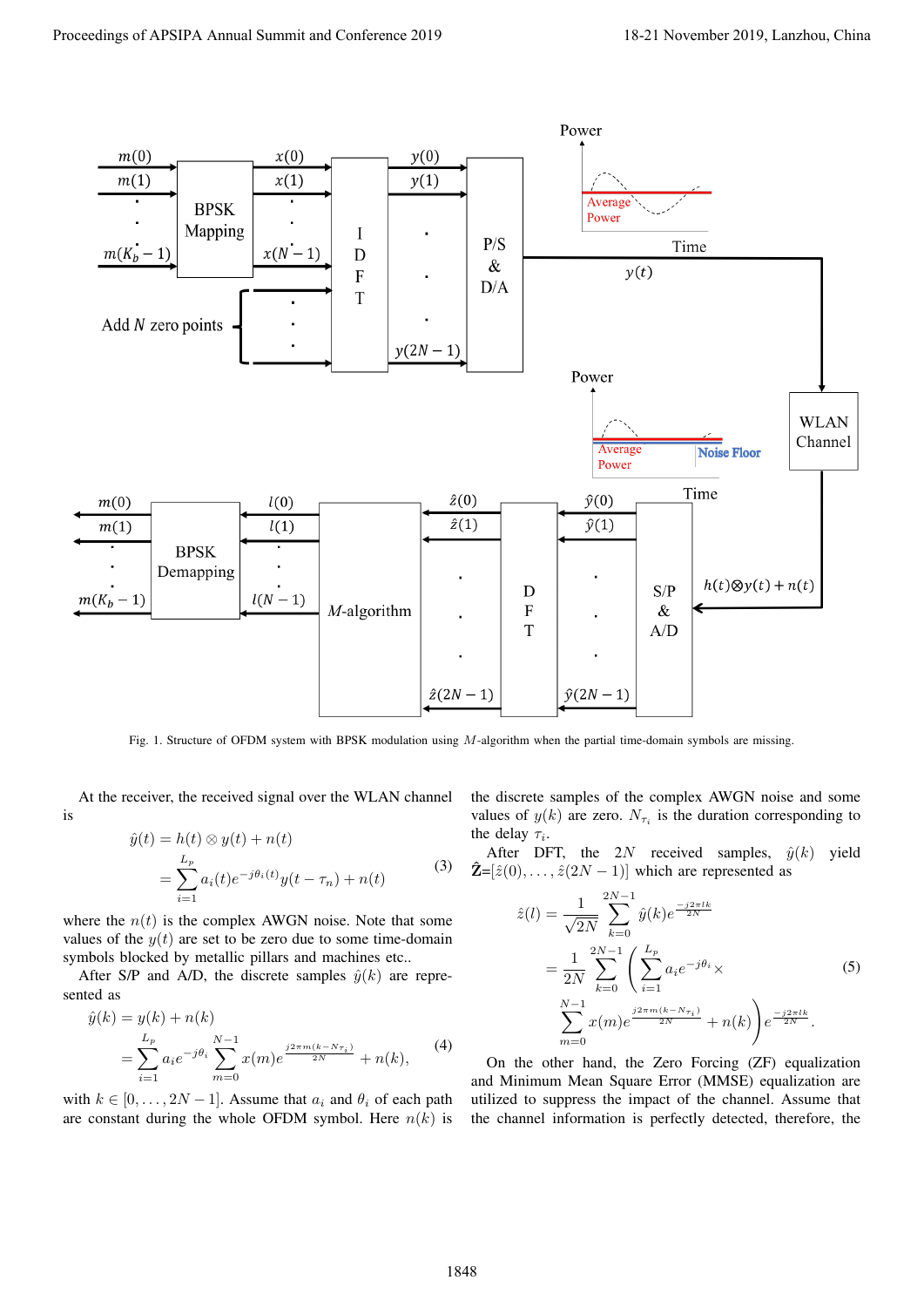Fig. 1. Structure of OFDM system with BPSK modulation using $M$-algorithm when the partial time-domain symbols are missing.

At the receiver, the received signal over the WLAN channel is

$$
\begin{aligned}
\hat{y}(t) &= h(t) \otimes y(t) + n(t) \\
&= \sum_{i=1}^{L_p} a_i(t) e^{-j\theta_i(t)} y(t - \tau_n) + n(t)
\end{aligned} \tag{3}
$$

where the $n(t)$ is the complex AWGN noise. Note that some values of the $y(t)$ are set to be zero due to some time-domain symbols blocked by metallic pillars and machines etc..

After S/P and A/D, the discrete samples $\hat{y}(k)$ are represented as

$$
\begin{aligned}
\hat{y}(k) &= y(k) + n(k) \\
&= \sum_{i=1}^{L_p} a_i e^{-j\theta_i} \sum_{m=0}^{N-1} x(m) e^{\frac{j2\pi m(k-N_{\tau_i})}{2N}} + n(k),
\end{aligned} \tag{4}
$$

with $k \in [0, \dots, 2N-1]$. Assume that $a_i$ and $\theta_i$ of each path are constant during the whole OFDM symbol. Here $n(k)$ is the discrete samples of the complex AWGN noise and some values of $y(k)$ are zero. $N_{\tau_i}$ is the duration corresponding to the delay $\tau_i$.

After DFT, the $2N$ received samples, $\hat{y}(k)$ yield $\mathbf{\hat{Z}}$=$[\hat{z}(0), \dots, \hat{z}(2N-1)]$ which are represented as

$$
\begin{aligned}
\hat{z}(l) &= \frac{1}{\sqrt{2N}} \sum_{k=0}^{2N-1} \hat{y}(k) e^{\frac{-j2\pi lk}{2N}} \\
&= \frac{1}{2N} \sum_{k=0}^{2N-1} \left( \sum_{i=1}^{L_p} a_i e^{-j\theta_i} \times \right. \\
&\quad \left. \sum_{m=0}^{N-1} x(m) e^{\frac{j2\pi m(k-N_{\tau_i})}{2N}} + n(k) \right) e^{\frac{-j2\pi lk}{2N}}.
\end{aligned} \tag{5}
$$

On the other hand, the Zero Forcing (ZF) equalization and Minimum Mean Square Error (MMSE) equalization are utilized to suppress the impact of the channel. Assume that the channel information is perfectly detected, therefore, the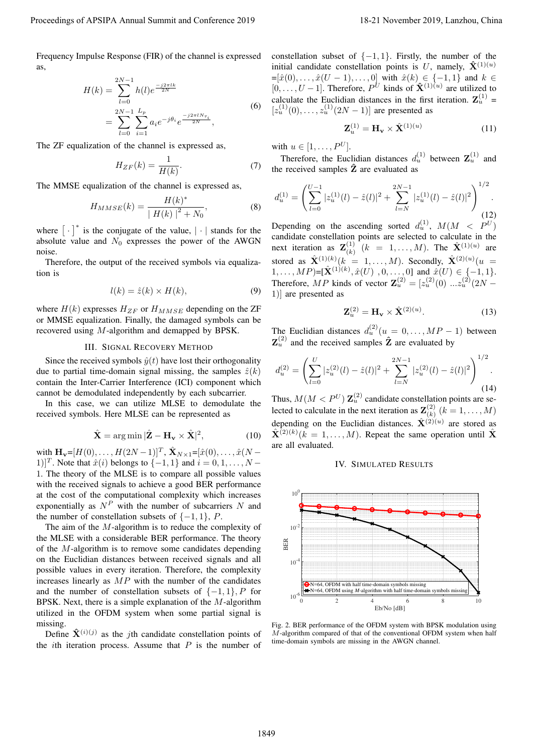Frequency Impulse Response (FIR) of the channel is expressed as,

$$H(k) = \sum_{l=0}^{2N-1} h(l) e^{\frac{-j2\pi lk}{2N}} = \sum_{l=0}^{2N-1} \sum_{i=1}^{L_p} a_i e^{-j\theta_i} e^{\frac{-j2\pi l N_{\tau_i}}{2N}}, \tag{6}$$

The ZF equalization of the channel is expressed as,

$$H_{ZF}(k) = \frac{1}{H(k)}. \tag{7}$$

The MMSE equalization of the channel is expressed as,

$$H_{MMSE}(k) = \frac{H(k)^*}{\mid H(k) \mid^2 + N_0}, \tag{8}$$

where $[\cdot]^*$ is the conjugate of the value, $|\cdot|$ stands for the absolute value and $N_0$ expresses the power of the AWGN noise.

Therefore, the output of the received symbols via equalization is

$$l(k) = \hat{z}(k) \times H(k), \tag{9}$$

where $H(k)$ expresses $H_{ZF}$ or $H_{MMSE}$ depending on the ZF or MMSE equalization. Finally, the damaged symbols can be recovered using $M$-algorithm and demapped by BPSK.

## III. Signal Recovery Method

Since the received symbols $\hat{y}(t)$ have lost their orthogonality due to partial time-domain signal missing, the samples $\hat{z}(k)$ contain the Inter-Carrier Interference (ICI) component which cannot be demodulated independently by each subcarrier.

In this case, we can utilize MLSE to demodulate the received symbols. Here MLSE can be represented as

$$\hat{\mathbf{X}} = \arg\min |\hat{\mathbf{Z}} - \mathbf{H_v} \times \hat{\mathbf{X}}|^2, \tag{10}$$

with $\mathbf{H_v}$=$[H(0), \ldots, H(2N-1)]^T$, $\hat{\mathbf{X}}_{N\times 1}$=$[\hat{x}(0), \ldots, \hat{x}(N-1)]^T$. Note that $\hat{x}(i)$ belongs to $\{-1, 1\}$ and $i = 0, 1, \ldots, N-1$. The theory of the MLSE is to compare all possible values with the received signals to achieve a good BER performance at the cost of the computational complexity which increases exponentially as $N^P$ with the number of subcarriers $N$ and the number of constellation subsets of $\{-1, 1\}$, $P$.

The aim of the $M$-algorithm is to reduce the complexity of the MLSE with a considerable BER performance. The theory of the $M$-algorithm is to remove some candidates depending on the Euclidian distances between received signals and all possible values in every iteration. Therefore, the complexity increases linearly as $MP$ with the number of the candidates and the number of constellation subsets of $\{-1, 1\}, P$ for BPSK. Next, there is a simple explanation of the $M$-algorithm utilized in the OFDM system when some partial signal is missing.

Define $\hat{\mathbf{X}}^{(i)(j)}$ as the $j$th candidate constellation points of the $i$th iteration process. Assume that $P$ is the number of constellation subset of $\{-1, 1\}$. Firstly, the number of the initial candidate constellation points is $U$, namely, $\hat{\mathbf{X}}^{(1)(u)}$ =$[\hat{x}(0), \ldots, \hat{x}(U-1), \ldots, 0]$ with $\hat{x}(k) \in \{-1, 1\}$ and $k \in [0, \ldots, U-1]$. Therefore, $P^U$ kinds of $\hat{\mathbf{X}}^{(1)(u)}$ are utilized to calculate the Euclidian distances in the first iteration. $\mathbf{Z}_u^{(1)} = [z_u^{(1)}(0), \ldots, z_u^{(1)}(2N-1)]$ are presented as

$$\mathbf{Z}_u^{(1)} = \mathbf{H_v} \times \hat{\mathbf{X}}^{(1)(u)} \tag{11}$$

with $u \in [1, \ldots, P^U]$.

Therefore, the Euclidian distances $d_u^{(1)}$ between $\mathbf{Z}_u^{(1)}$ and the received samples $\hat{\mathbf{Z}}$ are evaluated as

$$d_u^{(1)} = \left( \sum_{l=0}^{U-1} |z_u^{(1)}(l) - \hat{z}(l)|^2 + \sum_{l=N}^{2N-1} |z_u^{(1)}(l) - \hat{z}(l)|^2 \right)^{1/2}. \tag{12}$$

Depending on the ascending sorted $d_u^{(1)}$, $M(M < P^U)$ candidate constellation points are selected to calculate in the next iteration as $\mathbf{Z}_{(k)}^{(1)}$ $(k = 1, \ldots, M)$. The $\hat{\mathbf{X}}^{(1)(u)}$ are stored as $\hat{\mathbf{X}}^{(1)(k)}(k = 1, \ldots, M)$. Secondly, $\hat{\mathbf{X}}^{(2)(u)}(u = 1, \ldots, MP)$=$[\hat{\mathbf{X}}^{(1)(k)}, \hat{x}(U), 0, \ldots, 0]$ and $\hat{x}(U) \in \{-1, 1\}$. Therefore, $MP$ kinds of vector $\mathbf{Z}_u^{(2)} = [z_u^{(2)}(0) \ldots z_u^{(2)}(2N-1)]$ are presented as

$$\mathbf{Z}_u^{(2)} = \mathbf{H_v} \times \hat{\mathbf{X}}^{(2)(u)}. \tag{13}$$

The Euclidian distances $d_u^{(2)}(u = 0, \ldots, MP-1)$ between $\mathbf{Z}_u^{(2)}$ and the received samples $\hat{\mathbf{Z}}$ are evaluated by

$$d_u^{(2)} = \left( \sum_{l=0}^{U} |z_u^{(2)}(l) - \hat{z}(l)|^2 + \sum_{l=N}^{2N-1} |z_u^{(2)}(l) - \hat{z}(l)|^2 \right)^{1/2}. \tag{14}$$

Thus, $M(M < P^U)$ $\mathbf{Z}_u^{(2)}$ candidate constellation points are selected to calculate in the next iteration as $\mathbf{Z}_{(k)}^{(2)}$ $(k = 1, \ldots, M)$ depending on the Euclidian distances. $\hat{\mathbf{X}}^{(2)(u)}$ are stored as $\hat{\mathbf{X}}^{(2)(k)}(k = 1, \ldots, M)$. Repeat the same operation until $\hat{\mathbf{X}}$ are all evaluated.

## IV. Simulated Results

Fig. 2. BER performance of the OFDM system with BPSK modulation using $M$-algorithm compared of that of the conventional OFDM system when half time-domain symbols are missing in the AWGN channel.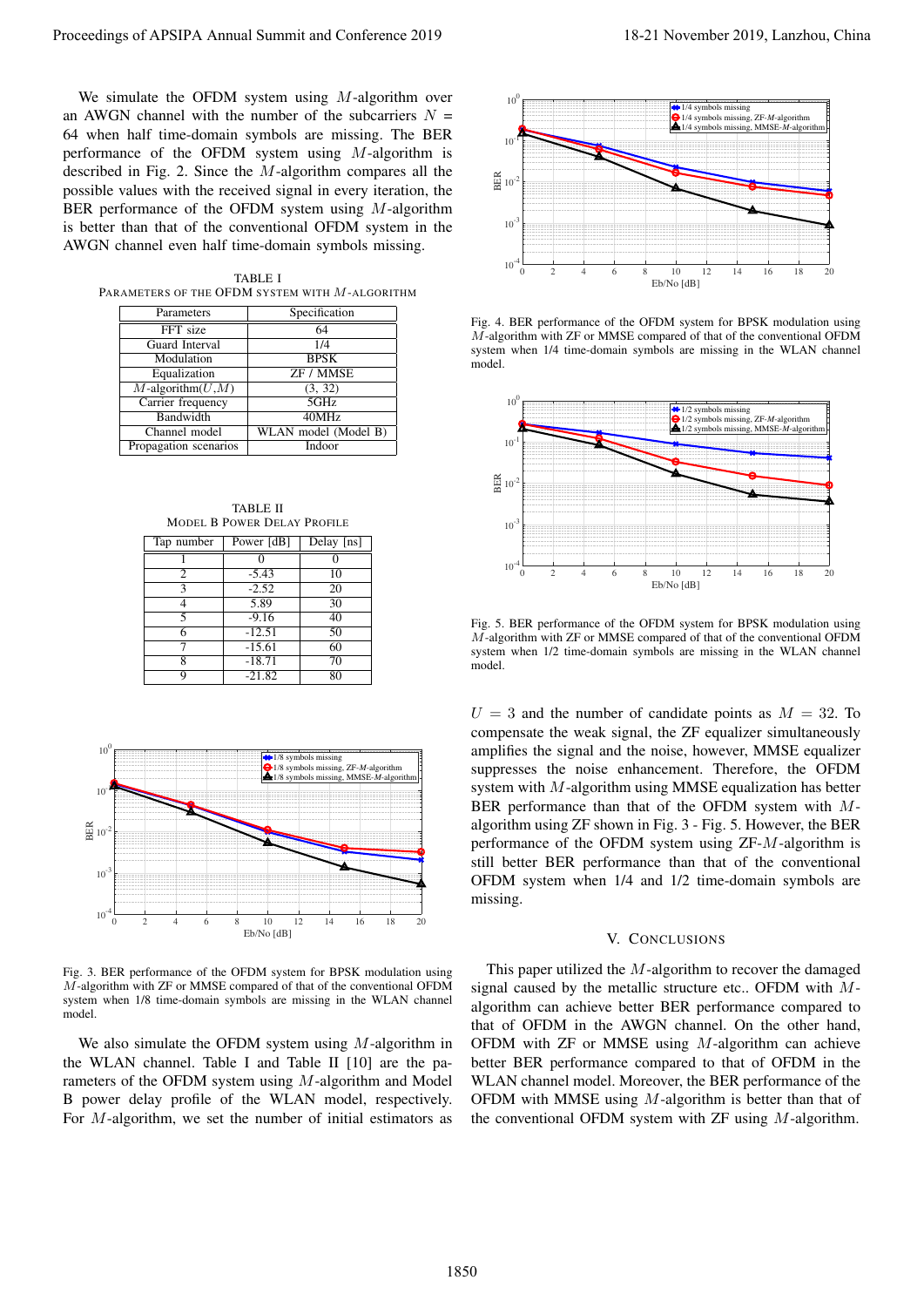We simulate the OFDM system using $M$-algorithm over an AWGN channel with the number of the subcarriers $N = 64$ when half time-domain symbols are missing. The BER performance of the OFDM system using $M$-algorithm is described in Fig. 2. Since the $M$-algorithm compares all the possible values with the received signal in every iteration, the BER performance of the OFDM system using $M$-algorithm is better than that of the conventional OFDM system in the AWGN channel even half time-domain symbols missing.

TABLE I
PARAMETERS OF THE OFDM SYSTEM WITH $M$-ALGORITHM

| Parameters | Specification |
|---|---|
| FFT size | 64 |
| Guard Interval | 1/4 |
| Modulation | BPSK |
| Equalization | ZF / MMSE |
| $M$-algorithm($U$,$M$) | (3, 32) |
| Carrier frequency | 5GHz |
| Bandwidth | 40MHz |
| Channel model | WLAN model (Model B) |
| Propagation scenarios | Indoor |

TABLE II
MODEL B POWER DELAY PROFILE

| Tap number | Power [dB] | Delay [ns] |
|---|---|---|
| 1 | 0 | 0 |
| 2 | -5.43 | 10 |
| 3 | -2.52 | 20 |
| 4 | 5.89 | 30 |
| 5 | -9.16 | 40 |
| 6 | -12.51 | 50 |
| 7 | -15.61 | 60 |
| 8 | -18.71 | 70 |
| 9 | -21.82 | 80 |

Fig. 3. BER performance of the OFDM system for BPSK modulation using $M$-algorithm with ZF or MMSE compared of that of the conventional OFDM system when 1/8 time-domain symbols are missing in the WLAN channel model.

We also simulate the OFDM system using $M$-algorithm in the WLAN channel. Table I and Table II [10] are the parameters of the OFDM system using $M$-algorithm and Model B power delay profile of the WLAN model, respectively. For $M$-algorithm, we set the number of initial estimators as $U = 3$ and the number of candidate points as $M = 32$. To compensate the weak signal, the ZF equalizer simultaneously amplifies the signal and the noise, however, MMSE equalizer suppresses the noise enhancement. Therefore, the OFDM system with $M$-algorithm using MMSE equalization has better BER performance than that of the OFDM system with $M$-algorithm using ZF shown in Fig. 3 - Fig. 5. However, the BER performance of the OFDM system using ZF-$M$-algorithm is still better BER performance than that of the conventional OFDM system when 1/4 and 1/2 time-domain symbols are missing.

Fig. 4. BER performance of the OFDM system for BPSK modulation using $M$-algorithm with ZF or MMSE compared of that of the conventional OFDM system when 1/4 time-domain symbols are missing in the WLAN channel model.

Fig. 5. BER performance of the OFDM system for BPSK modulation using $M$-algorithm with ZF or MMSE compared of that of the conventional OFDM system when 1/2 time-domain symbols are missing in the WLAN channel model.

## V. CONCLUSIONS

This paper utilized the $M$-algorithm to recover the damaged signal caused by the metallic structure etc.. OFDM with $M$-algorithm can achieve better BER performance compared to that of OFDM in the AWGN channel. On the other hand, OFDM with ZF or MMSE using $M$-algorithm can achieve better BER performance compared to that of OFDM in the WLAN channel model. Moreover, the BER performance of the OFDM with MMSE using $M$-algorithm is better than that of the conventional OFDM system with ZF using $M$-algorithm.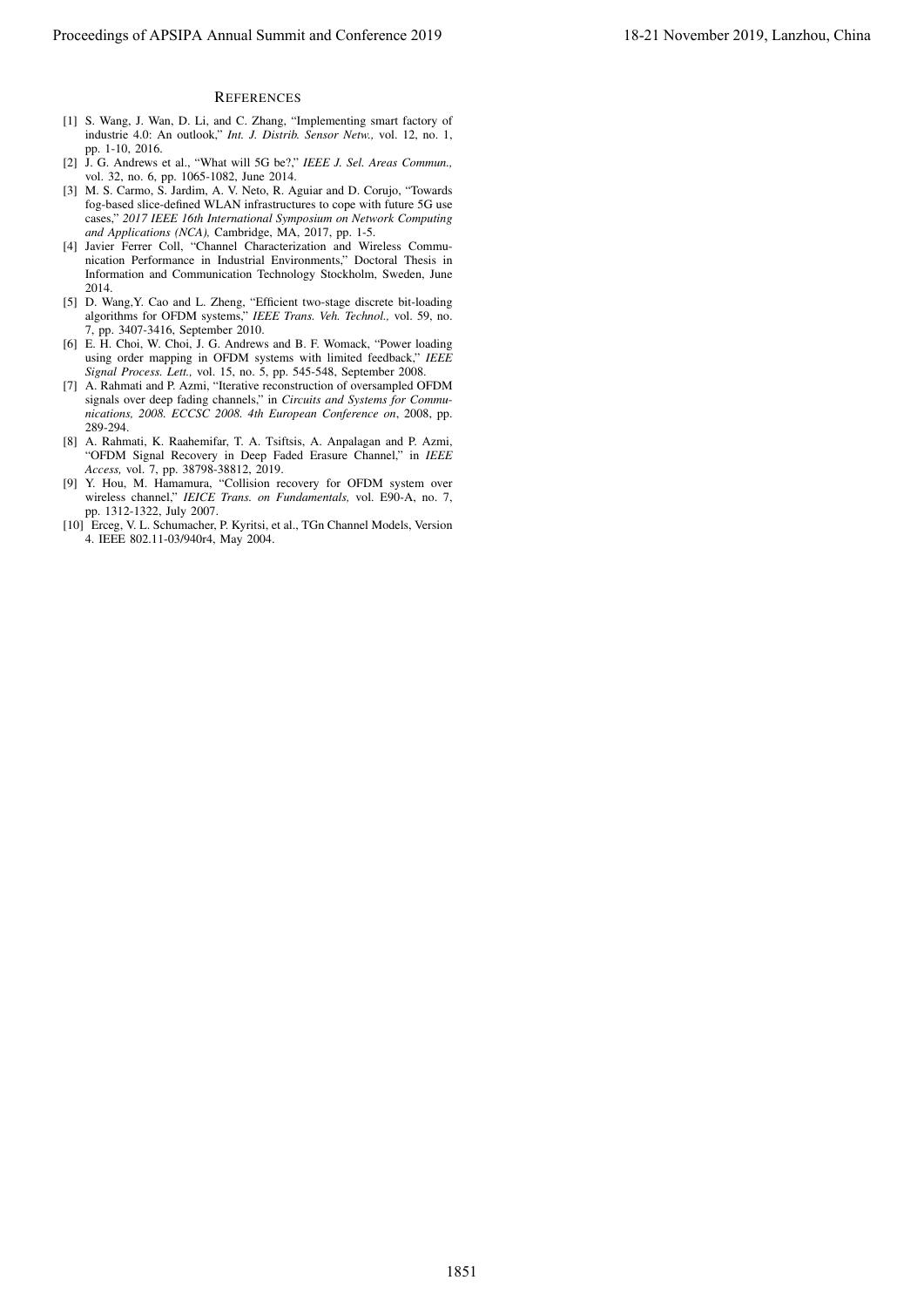## REFERENCES

[1] S. Wang, J. Wan, D. Li, and C. Zhang, "Implementing smart factory of industrie 4.0: An outlook," *Int. J. Distrib. Sensor Netw.,* vol. 12, no. 1, pp. 1-10, 2016.

[2] J. G. Andrews et al., "What will 5G be?," *IEEE J. Sel. Areas Commun.,* vol. 32, no. 6, pp. 1065-1082, June 2014.

[3] M. S. Carmo, S. Jardim, A. V. Neto, R. Aguiar and D. Corujo, "Towards fog-based slice-defined WLAN infrastructures to cope with future 5G use cases," *2017 IEEE 16th International Symposium on Network Computing and Applications (NCA),* Cambridge, MA, 2017, pp. 1-5.

[4] Javier Ferrer Coll, "Channel Characterization and Wireless Communication Performance in Industrial Environments," Doctoral Thesis in Information and Communication Technology Stockholm, Sweden, June 2014.

[5] D. Wang,Y. Cao and L. Zheng, "Efficient two-stage discrete bit-loading algorithms for OFDM systems," *IEEE Trans. Veh. Technol.,* vol. 59, no. 7, pp. 3407-3416, September 2010.

[6] E. H. Choi, W. Choi, J. G. Andrews and B. F. Womack, "Power loading using order mapping in OFDM systems with limited feedback," *IEEE Signal Process. Lett.,* vol. 15, no. 5, pp. 545-548, September 2008.

[7] A. Rahmati and P. Azmi, "Iterative reconstruction of oversampled OFDM signals over deep fading channels," in *Circuits and Systems for Communications, 2008. ECCSC 2008. 4th European Conference on*, 2008, pp. 289-294.

[8] A. Rahmati, K. Raahemifar, T. A. Tsiftsis, A. Anpalagan and P. Azmi, "OFDM Signal Recovery in Deep Faded Erasure Channel," in *IEEE Access,* vol. 7, pp. 38798-38812, 2019.

[9] Y. Hou, M. Hamamura, "Collision recovery for OFDM system over wireless channel," *IEICE Trans. on Fundamentals,* vol. E90-A, no. 7, pp. 1312-1322, July 2007.

[10] Erceg, V. L. Schumacher, P. Kyritsi, et al., TGn Channel Models, Version 4. IEEE 802.11-03/940r4, May 2004.